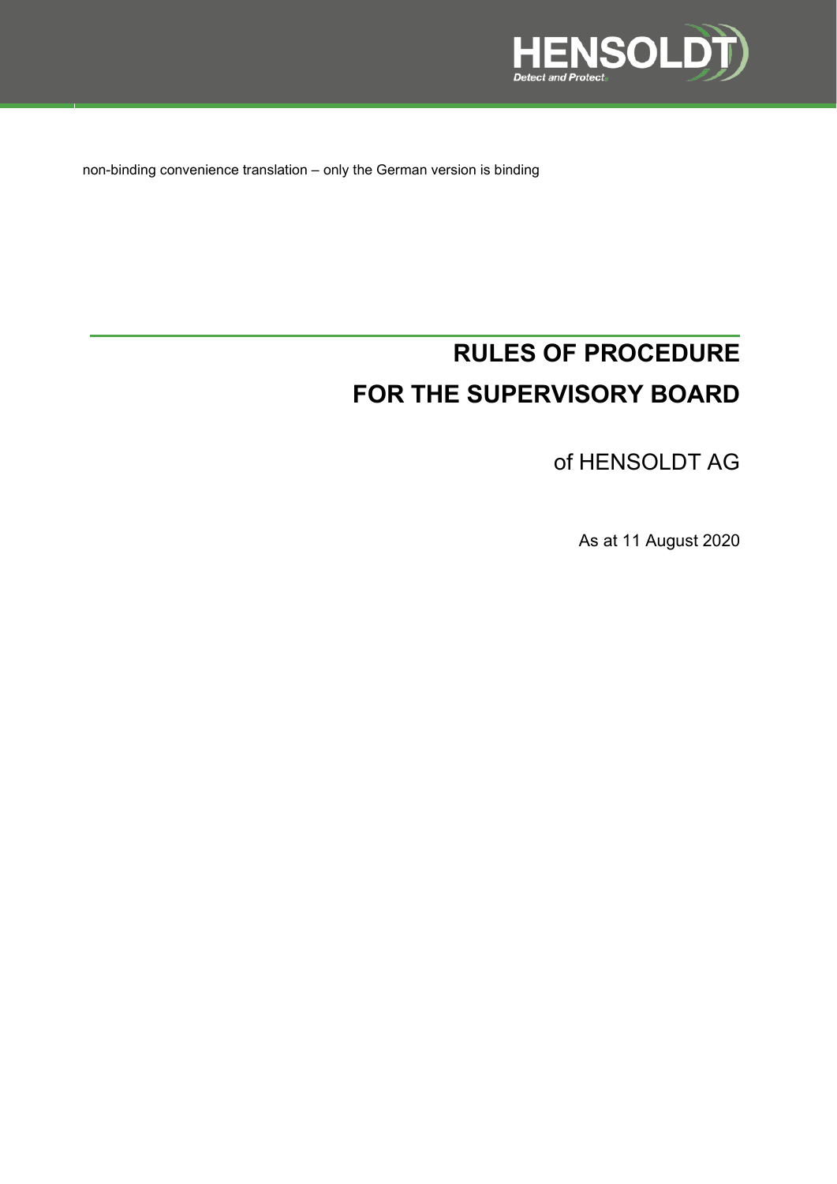non-binding convenience translation – only the German version is binding

# RULES OF PROCEDURE FOR THE SUPERVISORY BOARD

of HENSOLDT AG

As at 11 August 2020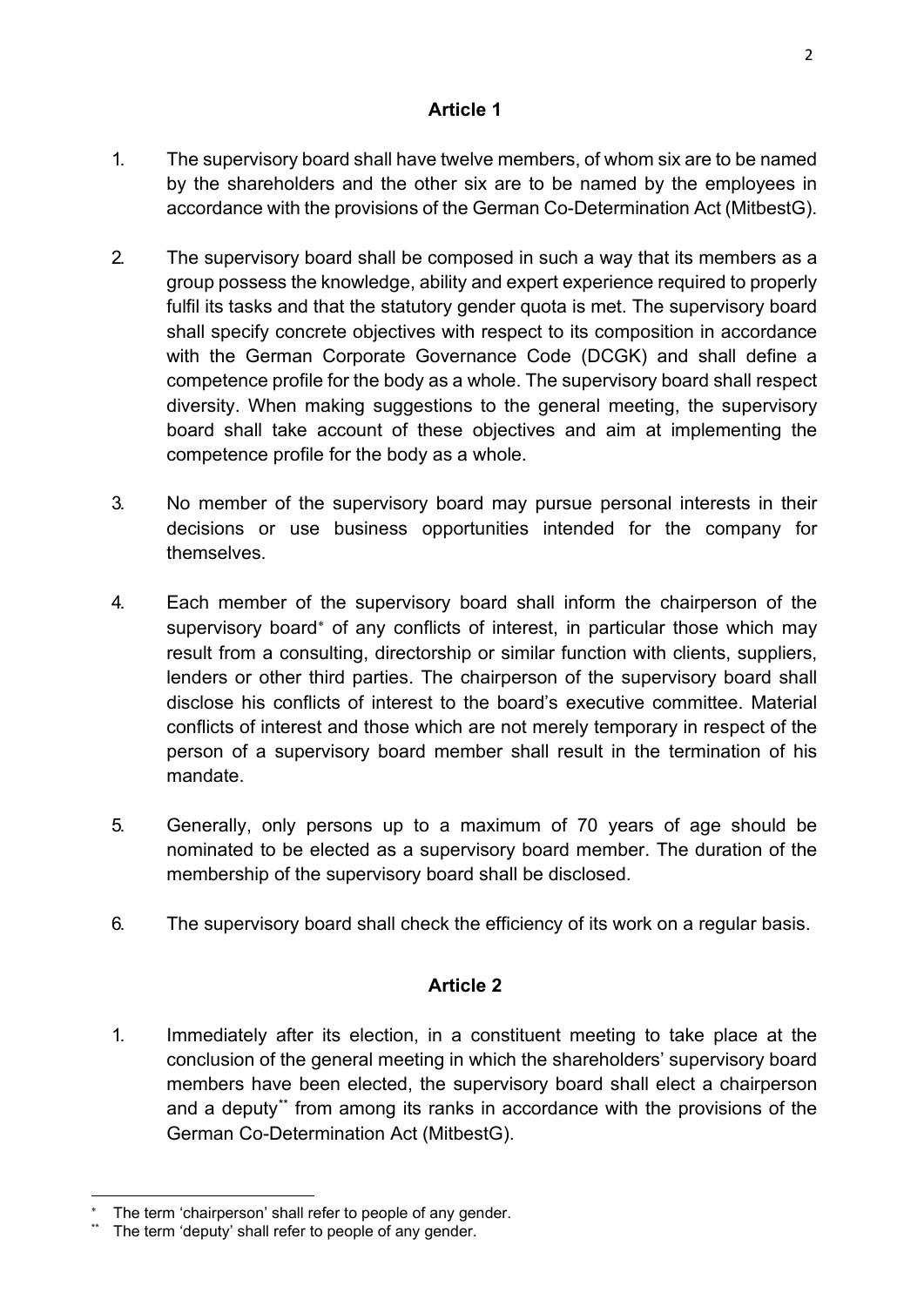## Article 1

1. The supervisory board shall have twelve members, of whom six are to be named by the shareholders and the other six are to be named by the employees in accordance with the provisions of the German Co-Determination Act (MitbestG).

2. The supervisory board shall be composed in such a way that its members as a group possess the knowledge, ability and expert experience required to properly fulfil its tasks and that the statutory gender quota is met. The supervisory board shall specify concrete objectives with respect to its composition in accordance with the German Corporate Governance Code (DCGK) and shall define a competence profile for the body as a whole. The supervisory board shall respect diversity. When making suggestions to the general meeting, the supervisory board shall take account of these objectives and aim at implementing the competence profile for the body as a whole.

3. No member of the supervisory board may pursue personal interests in their decisions or use business opportunities intended for the company for themselves.

4. Each member of the supervisory board shall inform the chairperson of the supervisory board[*] of any conflicts of interest, in particular those which may result from a consulting, directorship or similar function with clients, suppliers, lenders or other third parties. The chairperson of the supervisory board shall disclose his conflicts of interest to the board's executive committee. Material conflicts of interest and those which are not merely temporary in respect of the person of a supervisory board member shall result in the termination of his mandate.

5. Generally, only persons up to a maximum of 70 years of age should be nominated to be elected as a supervisory board member. The duration of the membership of the supervisory board shall be disclosed.

6. The supervisory board shall check the efficiency of its work on a regular basis.

## Article 2

1. Immediately after its election, in a constituent meeting to take place at the conclusion of the general meeting in which the shareholders' supervisory board members have been elected, the supervisory board shall elect a chairperson and a deputy[**] from among its ranks in accordance with the provisions of the German Co-Determination Act (MitbestG).

---

[*] The term 'chairperson' shall refer to people of any gender.

[**] The term 'deputy' shall refer to people of any gender.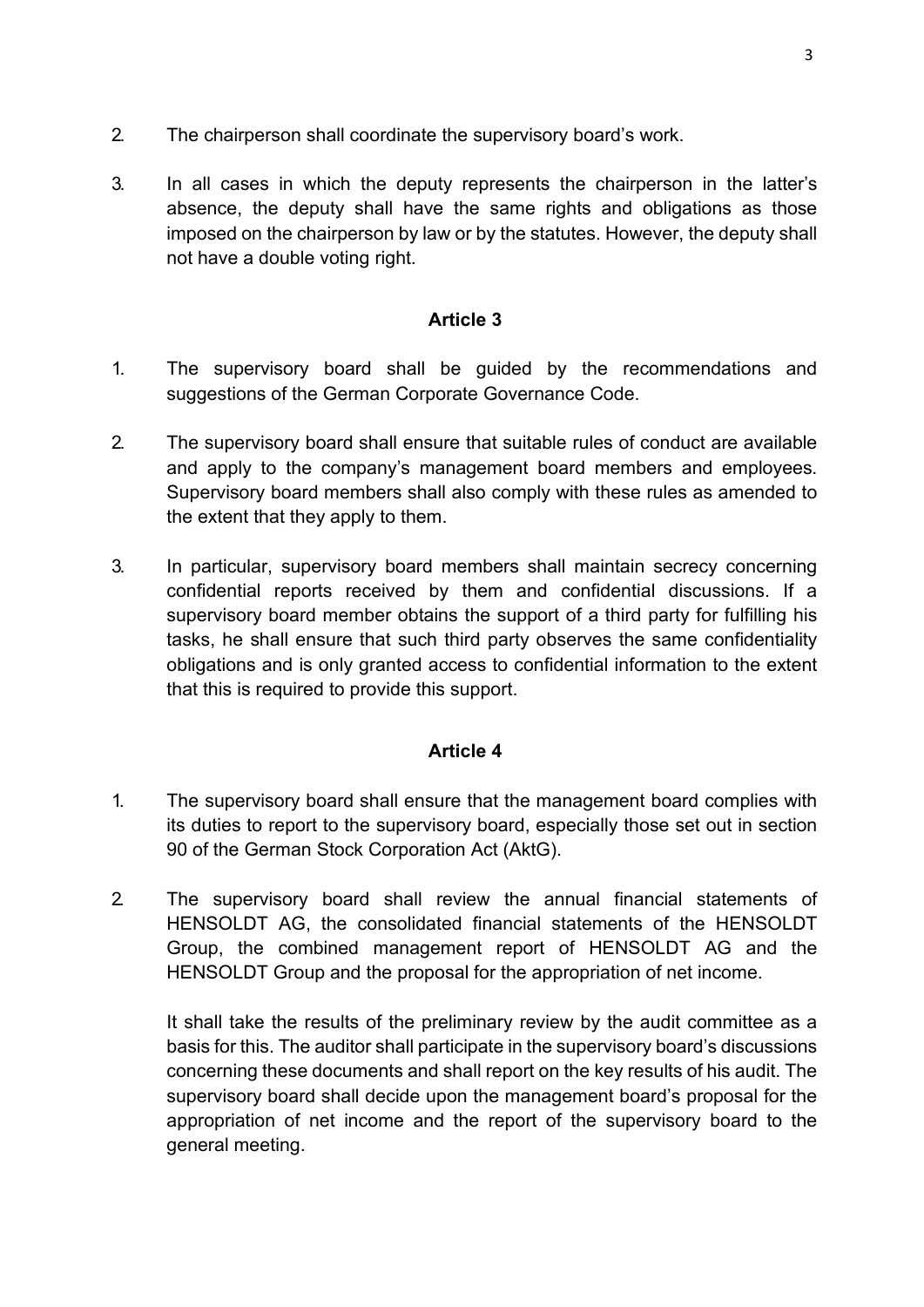2. The chairperson shall coordinate the supervisory board's work.

3. In all cases in which the deputy represents the chairperson in the latter's absence, the deputy shall have the same rights and obligations as those imposed on the chairperson by law or by the statutes. However, the deputy shall not have a double voting right.

### Article 3

1. The supervisory board shall be guided by the recommendations and suggestions of the German Corporate Governance Code.

2. The supervisory board shall ensure that suitable rules of conduct are available and apply to the company's management board members and employees. Supervisory board members shall also comply with these rules as amended to the extent that they apply to them.

3. In particular, supervisory board members shall maintain secrecy concerning confidential reports received by them and confidential discussions. If a supervisory board member obtains the support of a third party for fulfilling his tasks, he shall ensure that such third party observes the same confidentiality obligations and is only granted access to confidential information to the extent that this is required to provide this support.

### Article 4

1. The supervisory board shall ensure that the management board complies with its duties to report to the supervisory board, especially those set out in section 90 of the German Stock Corporation Act (AktG).

2. The supervisory board shall review the annual financial statements of HENSOLDT AG, the consolidated financial statements of the HENSOLDT Group, the combined management report of HENSOLDT AG and the HENSOLDT Group and the proposal for the appropriation of net income.

   It shall take the results of the preliminary review by the audit committee as a basis for this. The auditor shall participate in the supervisory board's discussions concerning these documents and shall report on the key results of his audit. The supervisory board shall decide upon the management board's proposal for the appropriation of net income and the report of the supervisory board to the general meeting.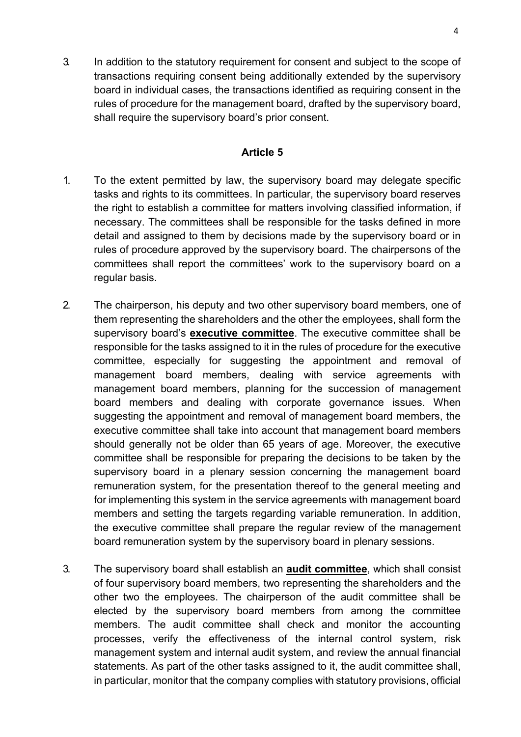3. In addition to the statutory requirement for consent and subject to the scope of transactions requiring consent being additionally extended by the supervisory board in individual cases, the transactions identified as requiring consent in the rules of procedure for the management board, drafted by the supervisory board, shall require the supervisory board's prior consent.

**Article 5**

1. To the extent permitted by law, the supervisory board may delegate specific tasks and rights to its committees. In particular, the supervisory board reserves the right to establish a committee for matters involving classified information, if necessary. The committees shall be responsible for the tasks defined in more detail and assigned to them by decisions made by the supervisory board or in rules of procedure approved by the supervisory board. The chairpersons of the committees shall report the committees' work to the supervisory board on a regular basis.

2. The chairperson, his deputy and two other supervisory board members, one of them representing the shareholders and the other the employees, shall form the supervisory board's **executive committee**. The executive committee shall be responsible for the tasks assigned to it in the rules of procedure for the executive committee, especially for suggesting the appointment and removal of management board members, dealing with service agreements with management board members, planning for the succession of management board members and dealing with corporate governance issues. When suggesting the appointment and removal of management board members, the executive committee shall take into account that management board members should generally not be older than 65 years of age. Moreover, the executive committee shall be responsible for preparing the decisions to be taken by the supervisory board in a plenary session concerning the management board remuneration system, for the presentation thereof to the general meeting and for implementing this system in the service agreements with management board members and setting the targets regarding variable remuneration. In addition, the executive committee shall prepare the regular review of the management board remuneration system by the supervisory board in plenary sessions.

3. The supervisory board shall establish an **audit committee**, which shall consist of four supervisory board members, two representing the shareholders and the other two the employees. The chairperson of the audit committee shall be elected by the supervisory board members from among the committee members. The audit committee shall check and monitor the accounting processes, verify the effectiveness of the internal control system, risk management system and internal audit system, and review the annual financial statements. As part of the other tasks assigned to it, the audit committee shall, in particular, monitor that the company complies with statutory provisions, official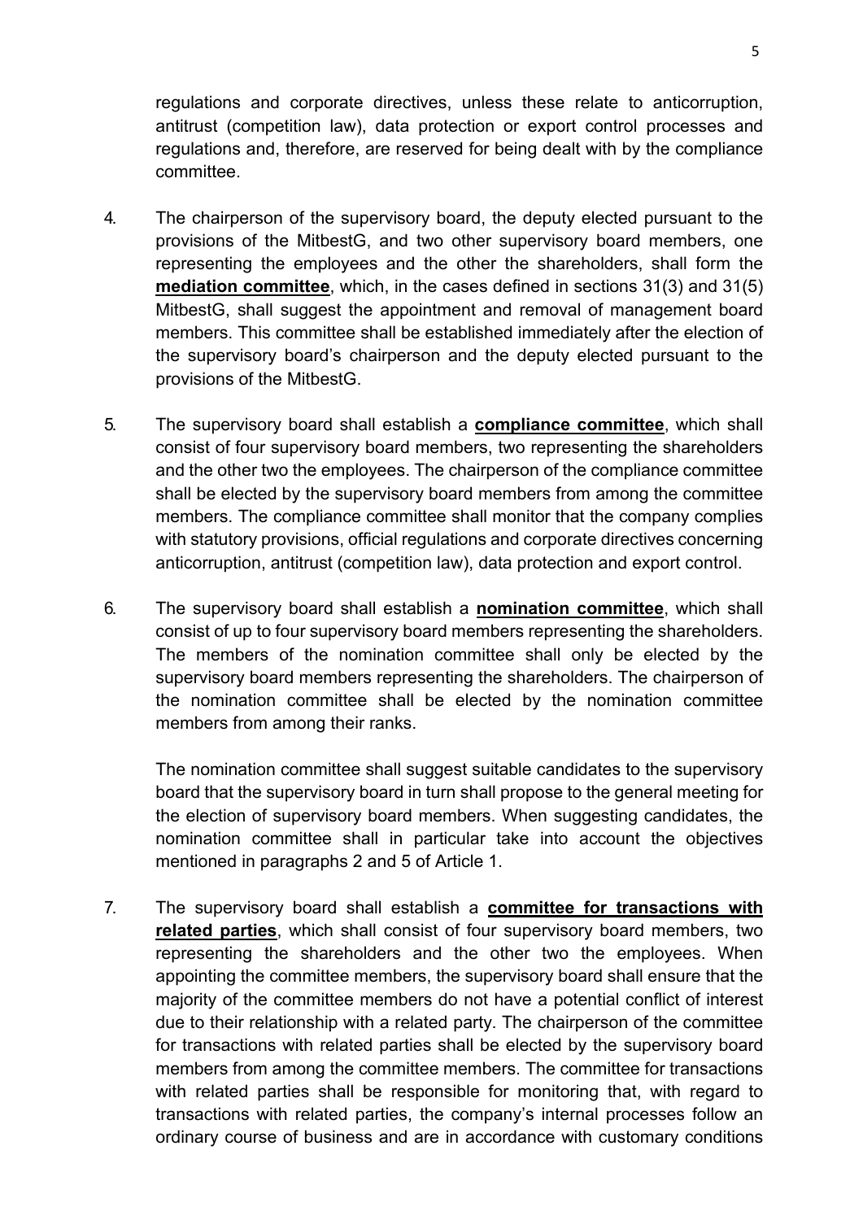regulations and corporate directives, unless these relate to anticorruption, antitrust (competition law), data protection or export control processes and regulations and, therefore, are reserved for being dealt with by the compliance committee.

4. The chairperson of the supervisory board, the deputy elected pursuant to the provisions of the MitbestG, and two other supervisory board members, one representing the employees and the other the shareholders, shall form the **mediation committee**, which, in the cases defined in sections 31(3) and 31(5) MitbestG, shall suggest the appointment and removal of management board members. This committee shall be established immediately after the election of the supervisory board's chairperson and the deputy elected pursuant to the provisions of the MitbestG.

5. The supervisory board shall establish a **compliance committee**, which shall consist of four supervisory board members, two representing the shareholders and the other two the employees. The chairperson of the compliance committee shall be elected by the supervisory board members from among the committee members. The compliance committee shall monitor that the company complies with statutory provisions, official regulations and corporate directives concerning anticorruption, antitrust (competition law), data protection and export control.

6. The supervisory board shall establish a **nomination committee**, which shall consist of up to four supervisory board members representing the shareholders. The members of the nomination committee shall only be elected by the supervisory board members representing the shareholders. The chairperson of the nomination committee shall be elected by the nomination committee members from among their ranks.

   The nomination committee shall suggest suitable candidates to the supervisory board that the supervisory board in turn shall propose to the general meeting for the election of supervisory board members. When suggesting candidates, the nomination committee shall in particular take into account the objectives mentioned in paragraphs 2 and 5 of Article 1.

7. The supervisory board shall establish a **committee for transactions with related parties**, which shall consist of four supervisory board members, two representing the shareholders and the other two the employees. When appointing the committee members, the supervisory board shall ensure that the majority of the committee members do not have a potential conflict of interest due to their relationship with a related party. The chairperson of the committee for transactions with related parties shall be elected by the supervisory board members from among the committee members. The committee for transactions with related parties shall be responsible for monitoring that, with regard to transactions with related parties, the company's internal processes follow an ordinary course of business and are in accordance with customary conditions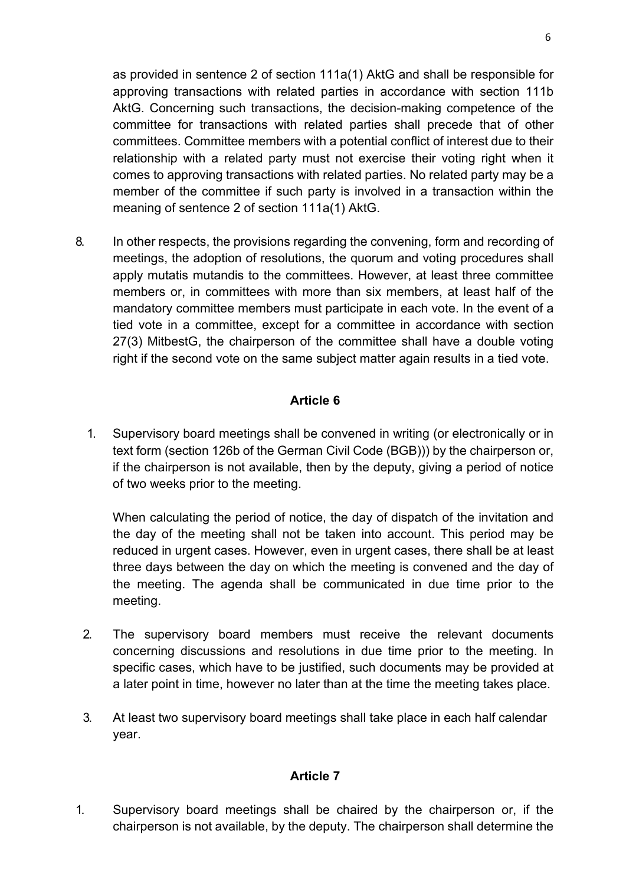as provided in sentence 2 of section 111a(1) AktG and shall be responsible for approving transactions with related parties in accordance with section 111b AktG. Concerning such transactions, the decision-making competence of the committee for transactions with related parties shall precede that of other committees. Committee members with a potential conflict of interest due to their relationship with a related party must not exercise their voting right when it comes to approving transactions with related parties. No related party may be a member of the committee if such party is involved in a transaction within the meaning of sentence 2 of section 111a(1) AktG.

8. In other respects, the provisions regarding the convening, form and recording of meetings, the adoption of resolutions, the quorum and voting procedures shall apply mutatis mutandis to the committees. However, at least three committee members or, in committees with more than six members, at least half of the mandatory committee members must participate in each vote. In the event of a tied vote in a committee, except for a committee in accordance with section 27(3) MitbestG, the chairperson of the committee shall have a double voting right if the second vote on the same subject matter again results in a tied vote.

## Article 6

1. Supervisory board meetings shall be convened in writing (or electronically or in text form (section 126b of the German Civil Code (BGB))) by the chairperson or, if the chairperson is not available, then by the deputy, giving a period of notice of two weeks prior to the meeting.

   When calculating the period of notice, the day of dispatch of the invitation and the day of the meeting shall not be taken into account. This period may be reduced in urgent cases. However, even in urgent cases, there shall be at least three days between the day on which the meeting is convened and the day of the meeting. The agenda shall be communicated in due time prior to the meeting.

2. The supervisory board members must receive the relevant documents concerning discussions and resolutions in due time prior to the meeting. In specific cases, which have to be justified, such documents may be provided at a later point in time, however no later than at the time the meeting takes place.

3. At least two supervisory board meetings shall take place in each half calendar year.

## Article 7

1. Supervisory board meetings shall be chaired by the chairperson or, if the chairperson is not available, by the deputy. The chairperson shall determine the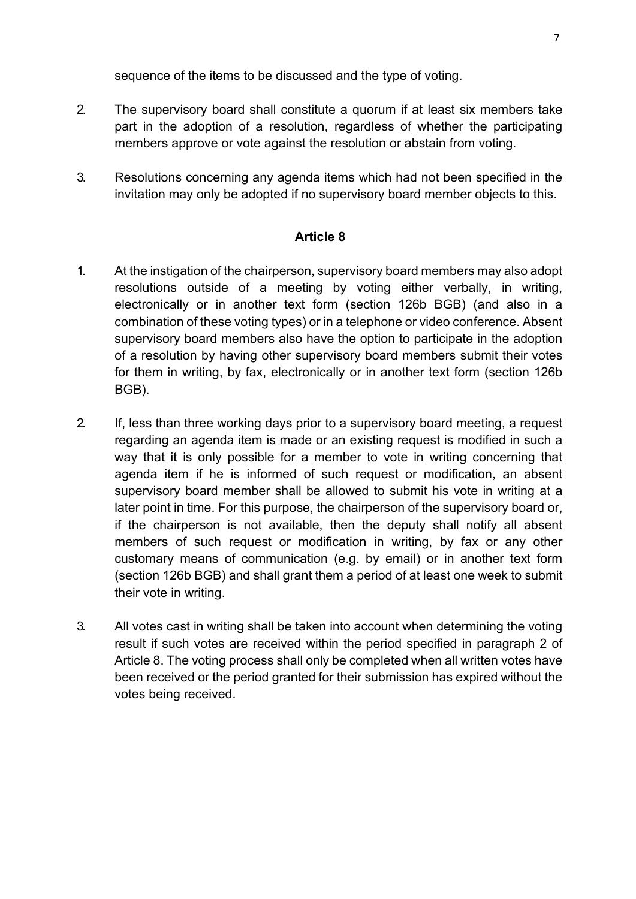sequence of the items to be discussed and the type of voting.

2. The supervisory board shall constitute a quorum if at least six members take part in the adoption of a resolution, regardless of whether the participating members approve or vote against the resolution or abstain from voting.

3. Resolutions concerning any agenda items which had not been specified in the invitation may only be adopted if no supervisory board member objects to this.

## Article 8

1. At the instigation of the chairperson, supervisory board members may also adopt resolutions outside of a meeting by voting either verbally, in writing, electronically or in another text form (section 126b BGB) (and also in a combination of these voting types) or in a telephone or video conference. Absent supervisory board members also have the option to participate in the adoption of a resolution by having other supervisory board members submit their votes for them in writing, by fax, electronically or in another text form (section 126b BGB).

2. If, less than three working days prior to a supervisory board meeting, a request regarding an agenda item is made or an existing request is modified in such a way that it is only possible for a member to vote in writing concerning that agenda item if he is informed of such request or modification, an absent supervisory board member shall be allowed to submit his vote in writing at a later point in time. For this purpose, the chairperson of the supervisory board or, if the chairperson is not available, then the deputy shall notify all absent members of such request or modification in writing, by fax or any other customary means of communication (e.g. by email) or in another text form (section 126b BGB) and shall grant them a period of at least one week to submit their vote in writing.

3. All votes cast in writing shall be taken into account when determining the voting result if such votes are received within the period specified in paragraph 2 of Article 8. The voting process shall only be completed when all written votes have been received or the period granted for their submission has expired without the votes being received.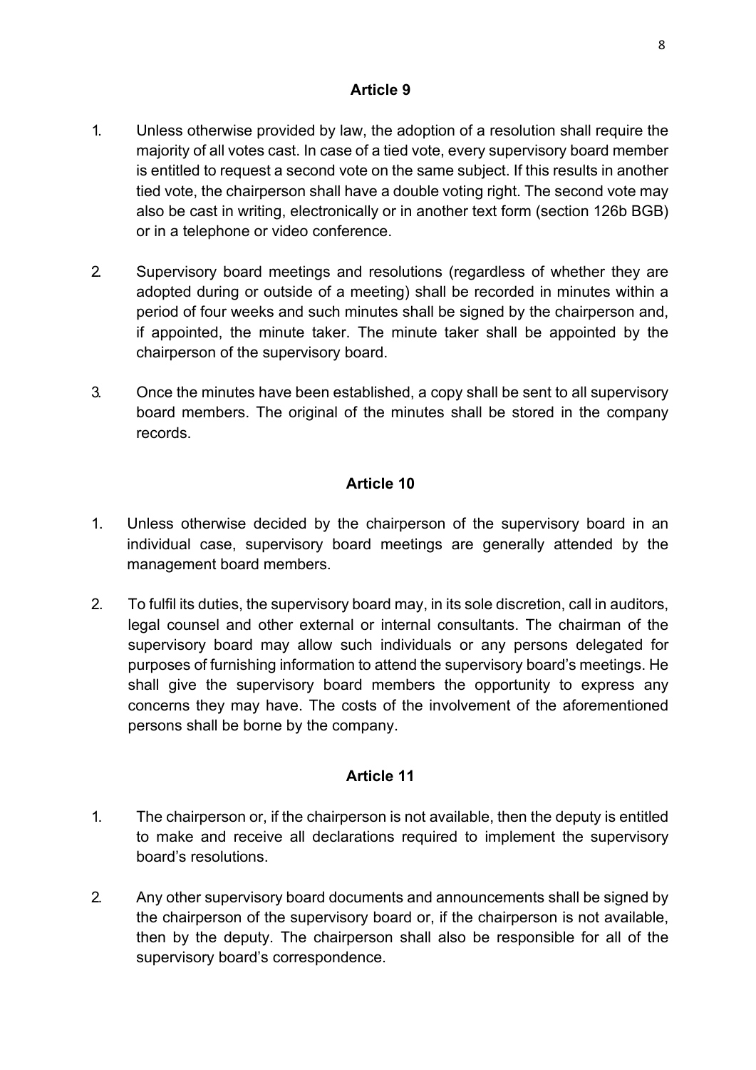## Article 9

1. Unless otherwise provided by law, the adoption of a resolution shall require the majority of all votes cast. In case of a tied vote, every supervisory board member is entitled to request a second vote on the same subject. If this results in another tied vote, the chairperson shall have a double voting right. The second vote may also be cast in writing, electronically or in another text form (section 126b BGB) or in a telephone or video conference.

2. Supervisory board meetings and resolutions (regardless of whether they are adopted during or outside of a meeting) shall be recorded in minutes within a period of four weeks and such minutes shall be signed by the chairperson and, if appointed, the minute taker. The minute taker shall be appointed by the chairperson of the supervisory board.

3. Once the minutes have been established, a copy shall be sent to all supervisory board members. The original of the minutes shall be stored in the company records.

## Article 10

1. Unless otherwise decided by the chairperson of the supervisory board in an individual case, supervisory board meetings are generally attended by the management board members.

2. To fulfil its duties, the supervisory board may, in its sole discretion, call in auditors, legal counsel and other external or internal consultants. The chairman of the supervisory board may allow such individuals or any persons delegated for purposes of furnishing information to attend the supervisory board's meetings. He shall give the supervisory board members the opportunity to express any concerns they may have. The costs of the involvement of the aforementioned persons shall be borne by the company.

## Article 11

1. The chairperson or, if the chairperson is not available, then the deputy is entitled to make and receive all declarations required to implement the supervisory board's resolutions.

2. Any other supervisory board documents and announcements shall be signed by the chairperson of the supervisory board or, if the chairperson is not available, then by the deputy. The chairperson shall also be responsible for all of the supervisory board's correspondence.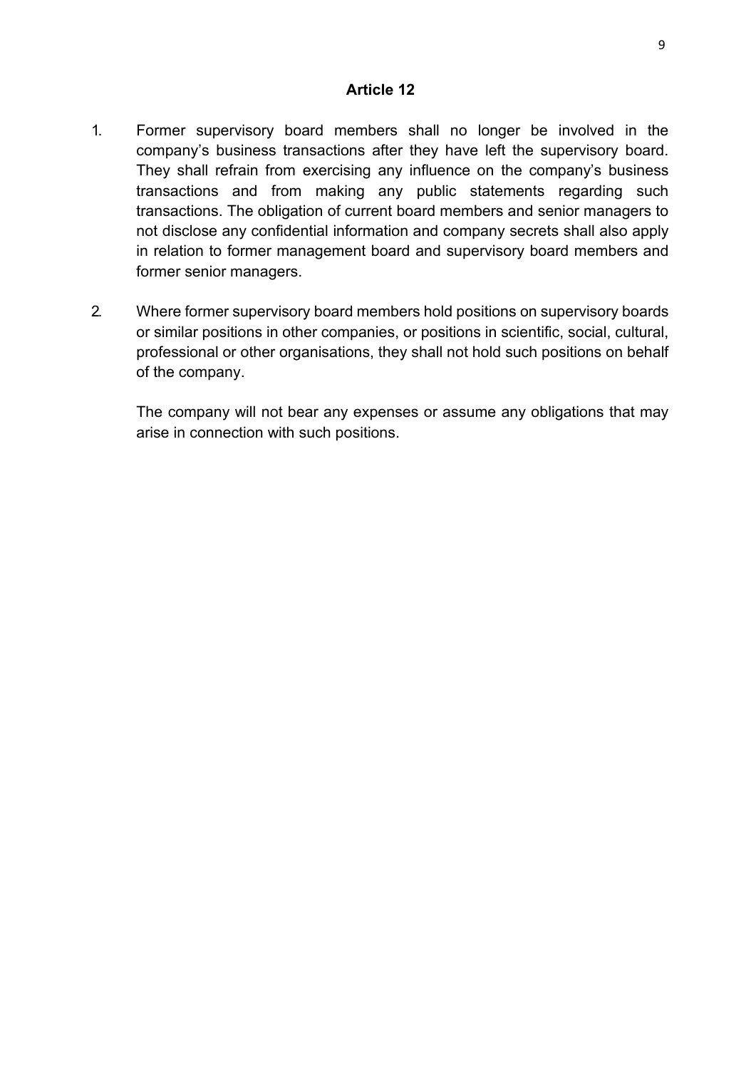## Article 12

1. Former supervisory board members shall no longer be involved in the company's business transactions after they have left the supervisory board. They shall refrain from exercising any influence on the company's business transactions and from making any public statements regarding such transactions. The obligation of current board members and senior managers to not disclose any confidential information and company secrets shall also apply in relation to former management board and supervisory board members and former senior managers.

2. Where former supervisory board members hold positions on supervisory boards or similar positions in other companies, or positions in scientific, social, cultural, professional or other organisations, they shall not hold such positions on behalf of the company.

   The company will not bear any expenses or assume any obligations that may arise in connection with such positions.